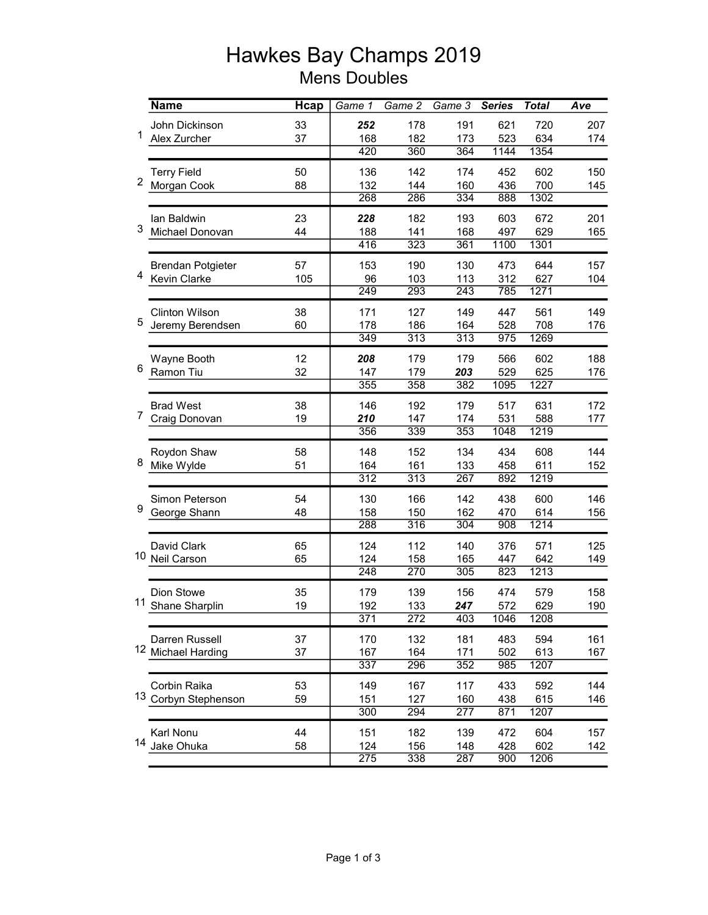# Hawkes Bay Champs 2019

## Mens Doubles

| | Name | Hcap | Game 1 | Game 2 | Game 3 | Series | Total | Ave |
|---|---|---|---|---|---|---|---|---|
| 1 | John Dickinson | 33 | ***252*** | 178 | 191 | 621 | 720 | 207 |
| | Alex Zurcher | 37 | 168 | 182 | 173 | 523 | 634 | 174 |
| | | | 420 | 360 | 364 | 1144 | 1354 | |
| 2 | Terry Field | 50 | 136 | 142 | 174 | 452 | 602 | 150 |
| | Morgan Cook | 88 | 132 | 144 | 160 | 436 | 700 | 145 |
| | | | 268 | 286 | 334 | 888 | 1302 | |
| 3 | Ian Baldwin | 23 | ***228*** | 182 | 193 | 603 | 672 | 201 |
| | Michael Donovan | 44 | 188 | 141 | 168 | 497 | 629 | 165 |
| | | | 416 | 323 | 361 | 1100 | 1301 | |
| 4 | Brendan Potgieter | 57 | 153 | 190 | 130 | 473 | 644 | 157 |
| | Kevin Clarke | 105 | 96 | 103 | 113 | 312 | 627 | 104 |
| | | | 249 | 293 | 243 | 785 | 1271 | |
| 5 | Clinton Wilson | 38 | 171 | 127 | 149 | 447 | 561 | 149 |
| | Jeremy Berendsen | 60 | 178 | 186 | 164 | 528 | 708 | 176 |
| | | | 349 | 313 | 313 | 975 | 1269 | |
| 6 | Wayne Booth | 12 | ***208*** | 179 | 179 | 566 | 602 | 188 |
| | Ramon Tiu | 32 | 147 | 179 | ***203*** | 529 | 625 | 176 |
| | | | 355 | 358 | 382 | 1095 | 1227 | |
| 7 | Brad West | 38 | 146 | 192 | 179 | 517 | 631 | 172 |
| | Craig Donovan | 19 | ***210*** | 147 | 174 | 531 | 588 | 177 |
| | | | 356 | 339 | 353 | 1048 | 1219 | |
| 8 | Roydon Shaw | 58 | 148 | 152 | 134 | 434 | 608 | 144 |
| | Mike Wylde | 51 | 164 | 161 | 133 | 458 | 611 | 152 |
| | | | 312 | 313 | 267 | 892 | 1219 | |
| 9 | Simon Peterson | 54 | 130 | 166 | 142 | 438 | 600 | 146 |
| | George Shann | 48 | 158 | 150 | 162 | 470 | 614 | 156 |
| | | | 288 | 316 | 304 | 908 | 1214 | |
| 10 | David Clark | 65 | 124 | 112 | 140 | 376 | 571 | 125 |
| | Neil Carson | 65 | 124 | 158 | 165 | 447 | 642 | 149 |
| | | | 248 | 270 | 305 | 823 | 1213 | |
| 11 | Dion Stowe | 35 | 179 | 139 | 156 | 474 | 579 | 158 |
| | Shane Sharplin | 19 | 192 | 133 | ***247*** | 572 | 629 | 190 |
| | | | 371 | 272 | 403 | 1046 | 1208 | |
| 12 | Darren Russell | 37 | 170 | 132 | 181 | 483 | 594 | 161 |
| | Michael Harding | 37 | 167 | 164 | 171 | 502 | 613 | 167 |
| | | | 337 | 296 | 352 | 985 | 1207 | |
| 13 | Corbin Raika | 53 | 149 | 167 | 117 | 433 | 592 | 144 |
| | Corbyn Stephenson | 59 | 151 | 127 | 160 | 438 | 615 | 146 |
| | | | 300 | 294 | 277 | 871 | 1207 | |
| 14 | Karl Nonu | 44 | 151 | 182 | 139 | 472 | 604 | 157 |
| | Jake Ohuka | 58 | 124 | 156 | 148 | 428 | 602 | 142 |
| | | | 275 | 338 | 287 | 900 | 1206 | |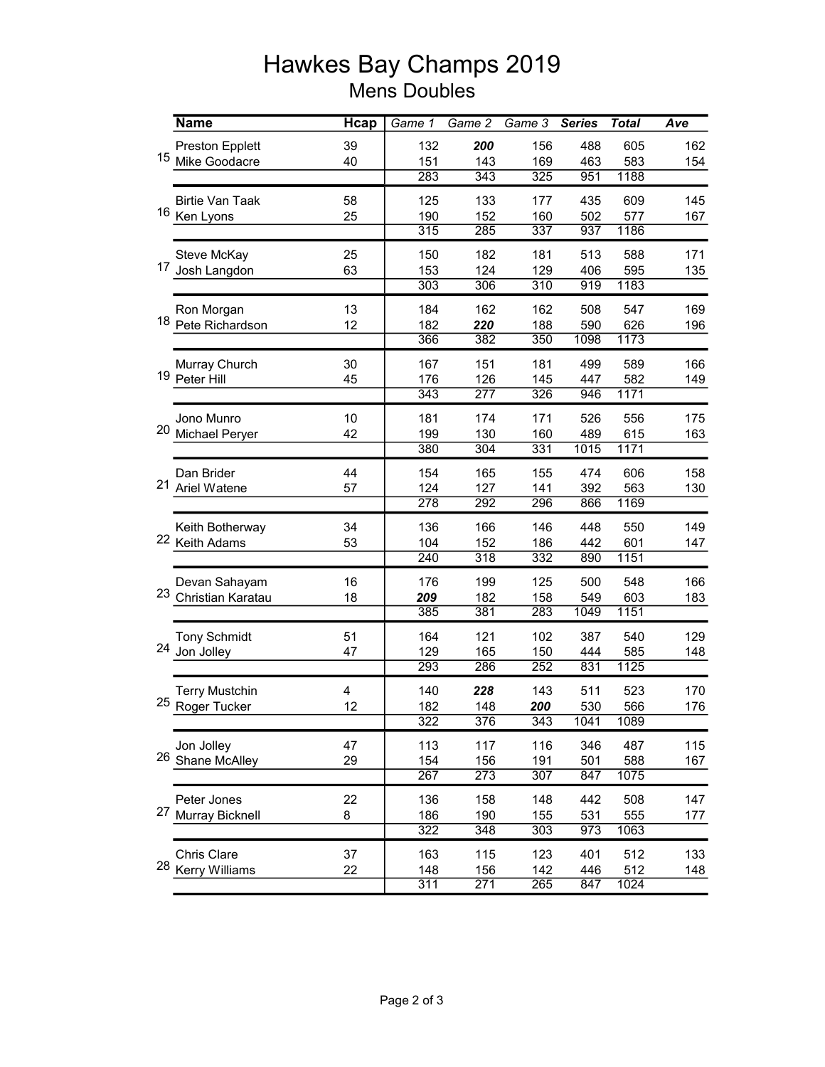# Hawkes Bay Champs 2019

## Mens Doubles

| | Name | Hcap | Game 1 | Game 2 | Game 3 | Series | Total | Ave |
|---|---|---|---|---|---|---|---|---|
| 15 | Preston Epplett | 39 | 132 | ***200*** | 156 | 488 | 605 | 162 |
| | Mike Goodacre | 40 | 151 | 143 | 169 | 463 | 583 | 154 |
| | | | 283 | 343 | 325 | 951 | 1188 | |
| 16 | Birtie Van Taak | 58 | 125 | 133 | 177 | 435 | 609 | 145 |
| | Ken Lyons | 25 | 190 | 152 | 160 | 502 | 577 | 167 |
| | | | 315 | 285 | 337 | 937 | 1186 | |
| 17 | Steve McKay | 25 | 150 | 182 | 181 | 513 | 588 | 171 |
| | Josh Langdon | 63 | 153 | 124 | 129 | 406 | 595 | 135 |
| | | | 303 | 306 | 310 | 919 | 1183 | |
| 18 | Ron Morgan | 13 | 184 | 162 | 162 | 508 | 547 | 169 |
| | Pete Richardson | 12 | 182 | ***220*** | 188 | 590 | 626 | 196 |
| | | | 366 | 382 | 350 | 1098 | 1173 | |
| 19 | Murray Church | 30 | 167 | 151 | 181 | 499 | 589 | 166 |
| | Peter Hill | 45 | 176 | 126 | 145 | 447 | 582 | 149 |
| | | | 343 | 277 | 326 | 946 | 1171 | |
| 20 | Jono Munro | 10 | 181 | 174 | 171 | 526 | 556 | 175 |
| | Michael Peryer | 42 | 199 | 130 | 160 | 489 | 615 | 163 |
| | | | 380 | 304 | 331 | 1015 | 1171 | |
| 21 | Dan Brider | 44 | 154 | 165 | 155 | 474 | 606 | 158 |
| | Ariel Watene | 57 | 124 | 127 | 141 | 392 | 563 | 130 |
| | | | 278 | 292 | 296 | 866 | 1169 | |
| 22 | Keith Botherway | 34 | 136 | 166 | 146 | 448 | 550 | 149 |
| | Keith Adams | 53 | 104 | 152 | 186 | 442 | 601 | 147 |
| | | | 240 | 318 | 332 | 890 | 1151 | |
| 23 | Devan Sahayam | 16 | 176 | 199 | 125 | 500 | 548 | 166 |
| | Christian Karatau | 18 | ***209*** | 182 | 158 | 549 | 603 | 183 |
| | | | 385 | 381 | 283 | 1049 | 1151 | |
| 24 | Tony Schmidt | 51 | 164 | 121 | 102 | 387 | 540 | 129 |
| | Jon Jolley | 47 | 129 | 165 | 150 | 444 | 585 | 148 |
| | | | 293 | 286 | 252 | 831 | 1125 | |
| 25 | Terry Mustchin | 4 | 140 | ***228*** | 143 | 511 | 523 | 170 |
| | Roger Tucker | 12 | 182 | 148 | ***200*** | 530 | 566 | 176 |
| | | | 322 | 376 | 343 | 1041 | 1089 | |
| 26 | Jon Jolley | 47 | 113 | 117 | 116 | 346 | 487 | 115 |
| | Shane McAlley | 29 | 154 | 156 | 191 | 501 | 588 | 167 |
| | | | 267 | 273 | 307 | 847 | 1075 | |
| 27 | Peter Jones | 22 | 136 | 158 | 148 | 442 | 508 | 147 |
| | Murray Bicknell | 8 | 186 | 190 | 155 | 531 | 555 | 177 |
| | | | 322 | 348 | 303 | 973 | 1063 | |
| 28 | Chris Clare | 37 | 163 | 115 | 123 | 401 | 512 | 133 |
| | Kerry Williams | 22 | 148 | 156 | 142 | 446 | 512 | 148 |
| | | | 311 | 271 | 265 | 847 | 1024 | |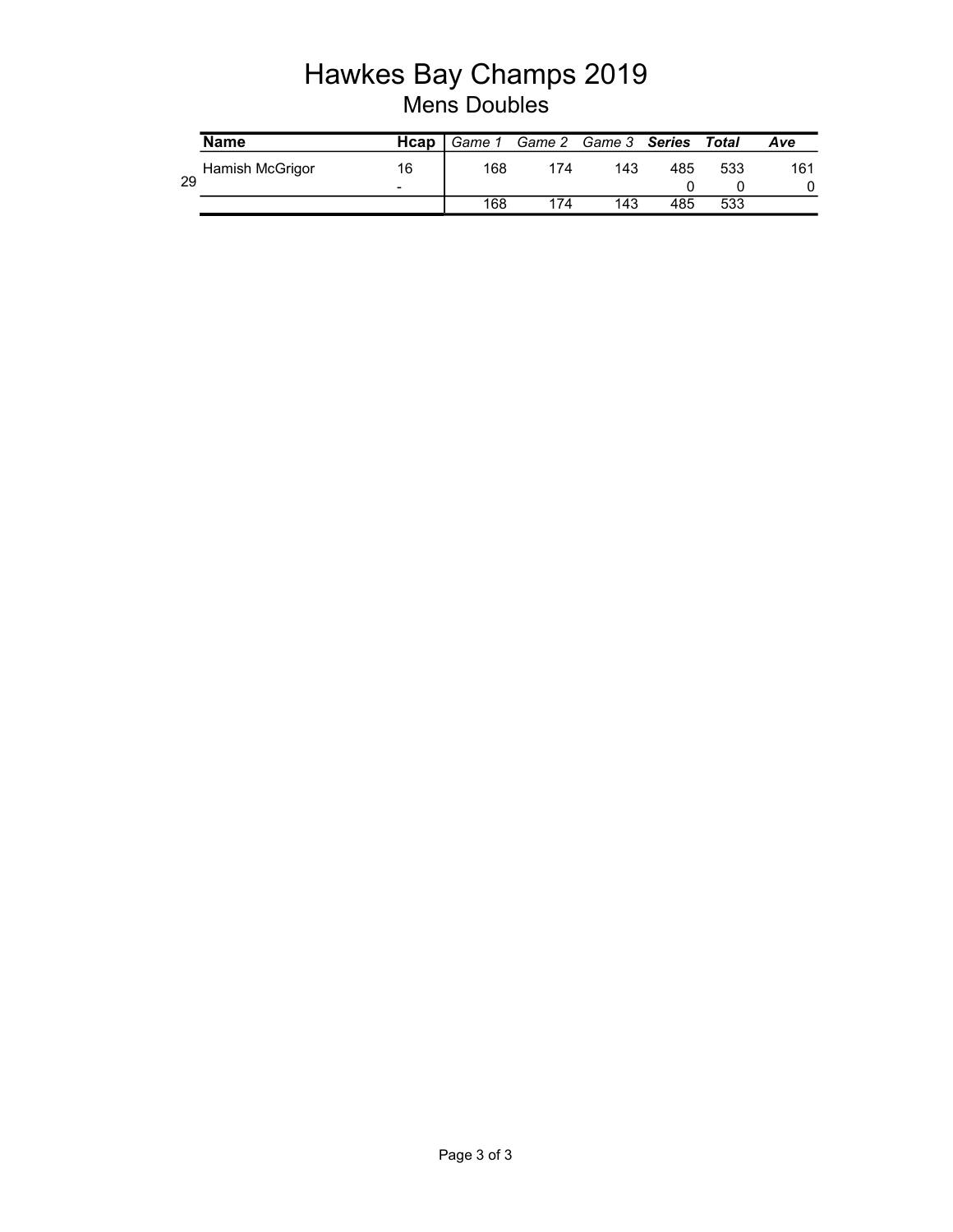# Hawkes Bay Champs 2019

## Mens Doubles

| | Name | Hcap | Game 1 | Game 2 | Game 3 | Series | Total | Ave |
|---|---|---|---|---|---|---|---|---|
| 29 | Hamish McGrigor | 16 | 168 | 174 | 143 | 485 | 533 | 161 |
| | | - | | | | 0 | 0 | 0 |
| | | | 168 | 174 | 143 | 485 | 533 | |